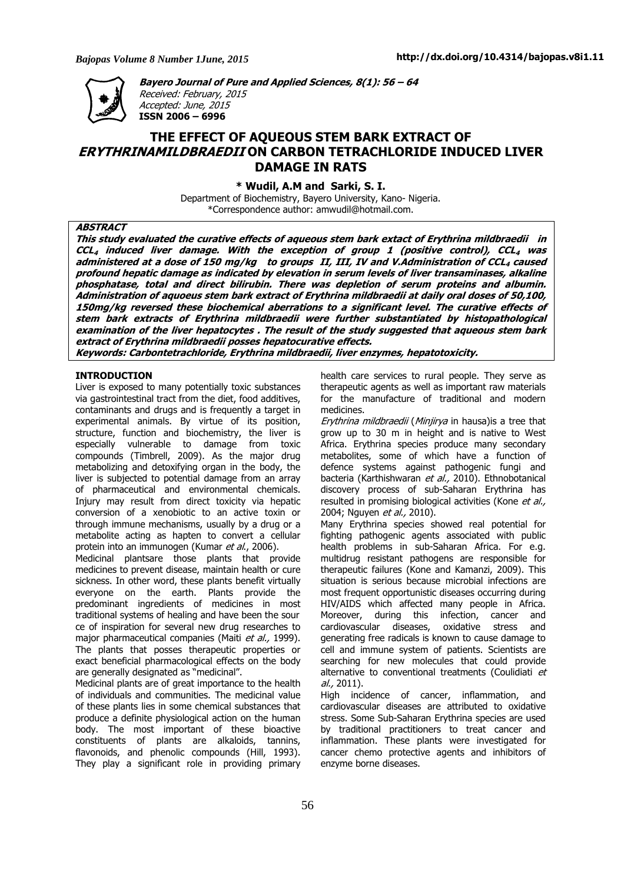**Bayero Journal of Pure and Applied Sciences, 8(1): 56 – 64**
*Received: February, 2015*
*Accepted: June, 2015*
**ISSN 2006 – 6996**

# THE EFFECT OF AQUEOUS STEM BARK EXTRACT OF *ERYTHRINAMILDBRAEDII* ON CARBON TETRACHLORIDE INDUCED LIVER DAMAGE IN RATS

**\* Wudil, A.M and Sarki, S. I.**

Department of Biochemistry, Bayero University, Kano- Nigeria.
\*Correspondence author: amwudil@hotmail.com.

**ABSTRACT**

***This study evaluated the curative effects of aqueous stem bark extact of Erythrina mildbraedii in $CCL_4$ induced liver damage. With the exception of group 1 (positive control), $CCL_4$ was administered at a dose of 150 mg/kg to groups II, III, IV and V.Administration of $CCL_4$ caused profound hepatic damage as indicated by elevation in serum levels of liver transaminases, alkaline phosphatase, total and direct bilirubin. There was depletion of serum proteins and albumin. Administration of aquoeus stem bark extract of Erythrina mildbraedii at daily oral doses of 50,100, 150mg/kg reversed these biochemical aberrations to a significant level. The curative effects of stem bark extracts of Erythrina mildbraedii were further substantiated by histopathological examination of the liver hepatocytes . The result of the study suggested that aqueous stem bark extract of Erythrina mildbraedii posses hepatocurative effects.***

***Keywords: Carbontetrachloride, Erythrina mildbraedii, liver enzymes, hepatotoxicity.***

## INTRODUCTION

Liver is exposed to many potentially toxic substances via gastrointestinal tract from the diet, food additives, contaminants and drugs and is frequently a target in experimental animals. By virtue of its position, structure, function and biochemistry, the liver is especially vulnerable to damage from toxic compounds (Timbrell, 2009). As the major drug metabolizing and detoxifying organ in the body, the liver is subjected to potential damage from an array of pharmaceutical and environmental chemicals. Injury may result from direct toxicity via hepatic conversion of a xenobiotic to an active toxin or through immune mechanisms, usually by a drug or a metabolite acting as hapten to convert a cellular protein into an immunogen (Kumar *et al*., 2006).

Medicinal plantsare those plants that provide medicines to prevent disease, maintain health or cure sickness. In other word, these plants benefit virtually everyone on the earth. Plants provide the predominant ingredients of medicines in most traditional systems of healing and have been the sour ce of inspiration for several new drug researches to major pharmaceutical companies (Maiti *et al.,* 1999). The plants that posses therapeutic properties or exact beneficial pharmacological effects on the body are generally designated as "medicinal".

Medicinal plants are of great importance to the health of individuals and communities. The medicinal value of these plants lies in some chemical substances that produce a definite physiological action on the human body. The most important of these bioactive constituents of plants are alkaloids, tannins, flavonoids, and phenolic compounds (Hill, 1993). They play a significant role in providing primary health care services to rural people. They serve as therapeutic agents as well as important raw materials for the manufacture of traditional and modern medicines.

*Erythrina mildbraedii* (*Minjirya* in hausa)is a tree that grow up to 30 m in height and is native to West Africa. Erythrina species produce many secondary metabolites, some of which have a function of defence systems against pathogenic fungi and bacteria (Karthishwaran *et al.,* 2010). Ethnobotanical discovery process of sub-Saharan Erythrina has resulted in promising biological activities (Kone *et al.,* 2004; Nguyen *et al.,* 2010).

Many Erythrina species showed real potential for fighting pathogenic agents associated with public health problems in sub-Saharan Africa. For e.g. multidrug resistant pathogens are responsible for therapeutic failures (Kone and Kamanzi, 2009). This situation is serious because microbial infections are most frequent opportunistic diseases occurring during HIV/AIDS which affected many people in Africa. Moreover, during this infection, cancer and cardiovascular diseases, oxidative stress and generating free radicals is known to cause damage to cell and immune system of patients. Scientists are searching for new molecules that could provide alternative to conventional treatments (Coulidiati *et al.,* 2011).

High incidence of cancer, inflammation, and cardiovascular diseases are attributed to oxidative stress. Some Sub-Saharan Erythrina species are used by traditional practitioners to treat cancer and inflammation. These plants were investigated for cancer chemo protective agents and inhibitors of enzyme borne diseases.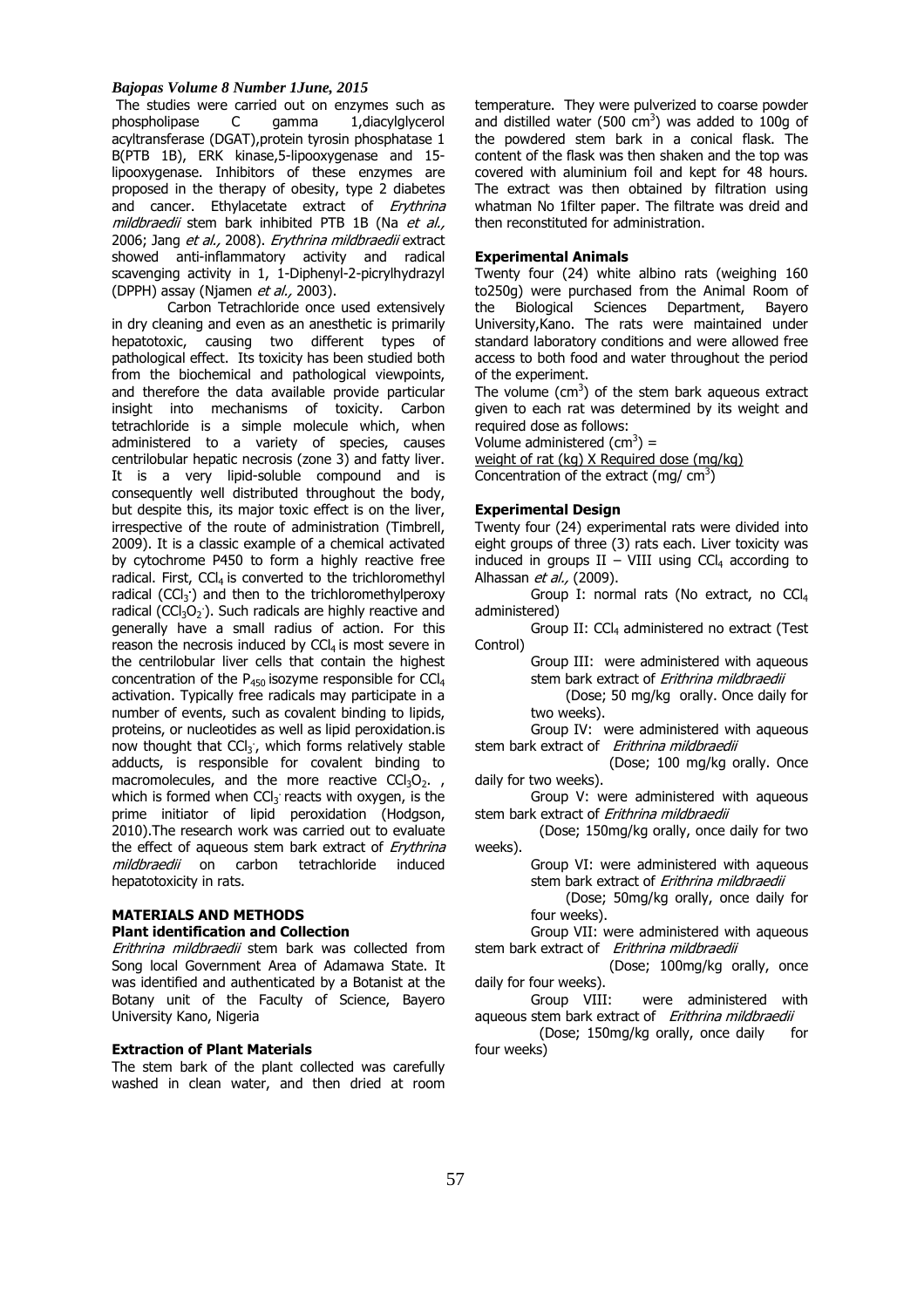The studies were carried out on enzymes such as phospholipase C gamma 1,diacylglycerol acyltransferase (DGAT),protein tyrosin phosphatase 1 B(PTB 1B), ERK kinase,5-lipooxygenase and 15-lipooxygenase. Inhibitors of these enzymes are proposed in the therapy of obesity, type 2 diabetes and cancer. Ethylacetate extract of *Erythrina mildbraedii* stem bark inhibited PTB 1B (Na *et al.,* 2006; Jang *et al.,* 2008). *Erythrina mildbraedii* extract showed anti-inflammatory activity and radical scavenging activity in 1, 1-Diphenyl-2-picrylhydrazyl (DPPH) assay (Njamen *et al.,* 2003).

Carbon Tetrachloride once used extensively in dry cleaning and even as an anesthetic is primarily hepatotoxic, causing two different types of pathological effect. Its toxicity has been studied both from the biochemical and pathological viewpoints, and therefore the data available provide particular insight into mechanisms of toxicity. Carbon tetrachloride is a simple molecule which, when administered to a variety of species, causes centrilobular hepatic necrosis (zone 3) and fatty liver. It is a very lipid-soluble compound and is consequently well distributed throughout the body, but despite this, its major toxic effect is on the liver, irrespective of the route of administration (Timbrell, 2009). It is a classic example of a chemical activated by cytochrome P450 to form a highly reactive free radical. First, $CCl_4$ is converted to the trichloromethyl radical ($CCl_3^{\cdot}$) and then to the trichloromethylperoxy radical ($CCl_3O_2^{\cdot}$). Such radicals are highly reactive and generally have a small radius of action. For this reason the necrosis induced by $CCl_4$ is most severe in the centrilobular liver cells that contain the highest concentration of the $P_{450}$ isozyme responsible for $CCl_4$ activation. Typically free radicals may participate in a number of events, such as covalent binding to lipids, proteins, or nucleotides as well as lipid peroxidation.is now thought that $CCl_3^{\cdot}$, which forms relatively stable adducts, is responsible for covalent binding to macromolecules, and the more reactive $CCl_3O_2$. , which is formed when $CCl_3^{\cdot}$ reacts with oxygen, is the prime initiator of lipid peroxidation (Hodgson, 2010).The research work was carried out to evaluate the effect of aqueous stem bark extract of *Erythrina mildbraedii* on carbon tetrachloride induced hepatotoxicity in rats.

## MATERIALS AND METHODS

### Plant identification and Collection

*Erithrina mildbraedii* stem bark was collected from Song local Government Area of Adamawa State. It was identified and authenticated by a Botanist at the Botany unit of the Faculty of Science, Bayero University Kano, Nigeria

### Extraction of Plant Materials

The stem bark of the plant collected was carefully washed in clean water, and then dried at room temperature. They were pulverized to coarse powder and distilled water (500 $cm^3$) was added to 100g of the powdered stem bark in a conical flask. The content of the flask was then shaken and the top was covered with aluminium foil and kept for 48 hours. The extract was then obtained by filtration using whatman No 1filter paper. The filtrate was dreid and then reconstituted for administration.

### Experimental Animals

Twenty four (24) white albino rats (weighing 160 to250g) were purchased from the Animal Room of the Biological Sciences Department, Bayero University,Kano. The rats were maintained under standard laboratory conditions and were allowed free access to both food and water throughout the period of the experiment.

The volume ($cm^3$) of the stem bark aqueous extract given to each rat was determined by its weight and required dose as follows:

$$\text{Volume administered } (cm^3) = \frac{\text{weight of rat (kg) X Required dose (mg/kg)}}{\text{Concentration of the extract } (mg/\ cm^3)}$$

### Experimental Design

Twenty four (24) experimental rats were divided into eight groups of three (3) rats each. Liver toxicity was induced in groups II – VIII using $CCl_4$ according to Alhassan *et al.,* (2009).

Group I: normal rats (No extract, no $CCl_4$ administered)

Group II: $CCl_4$ administered no extract (Test Control)

Group III: were administered with aqueous stem bark extract of *Erithrina mildbraedii* (Dose; 50 mg/kg orally. Once daily for two weeks).

Group IV: were administered with aqueous stem bark extract of *Erithrina mildbraedii* (Dose; 100 mg/kg orally. Once daily for two weeks).

Group V: were administered with aqueous stem bark extract of *Erithrina mildbraedii* (Dose; 150mg/kg orally, once daily for two weeks).

Group VI: were administered with aqueous stem bark extract of *Erithrina mildbraedii* (Dose; 50mg/kg orally, once daily for four weeks).

Group VII: were administered with aqueous stem bark extract of *Erithrina mildbraedii* (Dose; 100mg/kg orally, once daily for four weeks).

Group VIII: were administered with aqueous stem bark extract of *Erithrina mildbraedii* (Dose; 150mg/kg orally, once daily for four weeks)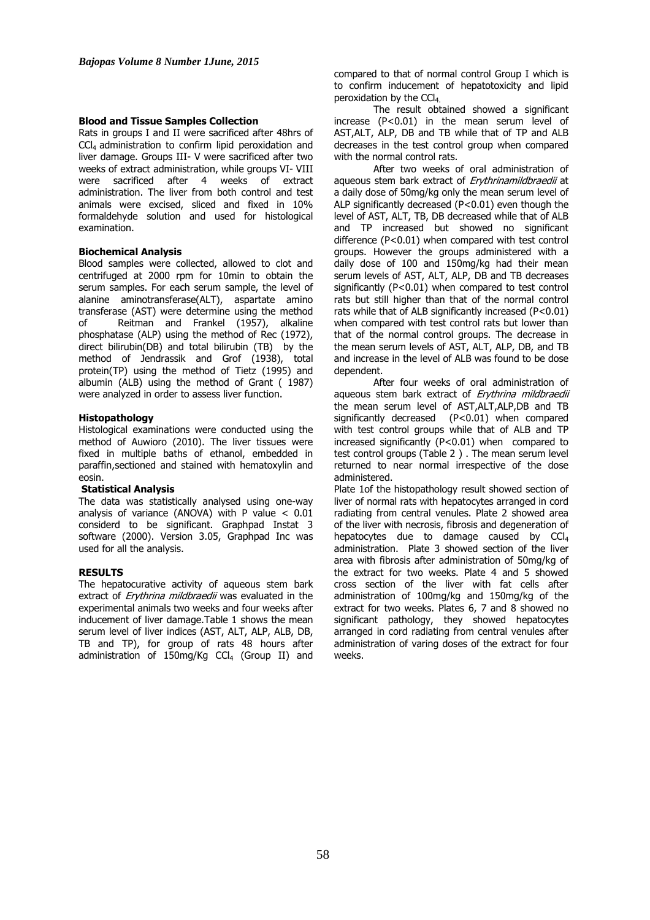**Blood and Tissue Samples Collection**

Rats in groups I and II were sacrificed after 48hrs of $CCl_4$ administration to confirm lipid peroxidation and liver damage. Groups III- V were sacrificed after two weeks of extract administration, while groups VI- VIII were sacrificed after 4 weeks of extract administration. The liver from both control and test animals were excised, sliced and fixed in 10% formaldehyde solution and used for histological examination.

**Biochemical Analysis**

Blood samples were collected, allowed to clot and centrifuged at 2000 rpm for 10min to obtain the serum samples. For each serum sample, the level of alanine aminotransferase(ALT), aspartate amino transferase (AST) were determine using the method of Reitman and Frankel (1957), alkaline phosphatase (ALP) using the method of Rec (1972), direct bilirubin(DB) and total bilirubin (TB) by the method of Jendrassik and Grof (1938), total protein(TP) using the method of Tietz (1995) and albumin (ALB) using the method of Grant ( 1987) were analyzed in order to assess liver function.

**Histopathology**

Histological examinations were conducted using the method of Auwioro (2010). The liver tissues were fixed in multiple baths of ethanol, embedded in paraffin,sectioned and stained with hematoxylin and eosin.

**Statistical Analysis**

The data was statistically analysed using one-way analysis of variance (ANOVA) with P value $< 0.01$ considerd to be significant. Graphpad Instat 3 software (2000). Version 3.05, Graphpad Inc was used for all the analysis.

**RESULTS**

The hepatocurative activity of aqueous stem bark extract of *Erythrina mildbraedii* was evaluated in the experimental animals two weeks and four weeks after inducement of liver damage.Table 1 shows the mean serum level of liver indices (AST, ALT, ALP, ALB, DB, TB and TP), for group of rats 48 hours after administration of 150mg/Kg $CCl_4$ (Group II) and compared to that of normal control Group I which is to confirm inducement of hepatotoxicity and lipid peroxidation by the $CCl_4$.

The result obtained showed a significant increase ($P<0.01$) in the mean serum level of AST,ALT, ALP, DB and TB while that of TP and ALB decreases in the test control group when compared with the normal control rats.

After two weeks of oral administration of aqueous stem bark extract of *Erythrinamildbraedii* at a daily dose of 50mg/kg only the mean serum level of ALP significantly decreased ($P<0.01$) even though the level of AST, ALT, TB, DB decreased while that of ALB and TP increased but showed no significant difference ($P<0.01$) when compared with test control groups. However the groups administered with a daily dose of 100 and 150mg/kg had their mean serum levels of AST, ALT, ALP, DB and TB decreases significantly ($P<0.01$) when compared to test control rats but still higher than that of the normal control rats while that of ALB significantly increased ($P<0.01$) when compared with test control rats but lower than that of the normal control groups. The decrease in the mean serum levels of AST, ALT, ALP, DB, and TB and increase in the level of ALB was found to be dose dependent.

After four weeks of oral administration of aqueous stem bark extract of *Erythrina mildbraedii* the mean serum level of AST,ALT,ALP,DB and TB significantly decreased ($P<0.01$) when compared with test control groups while that of ALB and TP increased significantly ($P<0.01$) when compared to test control groups (Table 2 ) . The mean serum level returned to near normal irrespective of the dose administered.

Plate 1of the histopathology result showed section of liver of normal rats with hepatocytes arranged in cord radiating from central venules. Plate 2 showed area of the liver with necrosis, fibrosis and degeneration of hepatocytes due to damage caused by $CCl_4$ administration. Plate 3 showed section of the liver area with fibrosis after administration of 50mg/kg of the extract for two weeks. Plate 4 and 5 showed cross section of the liver with fat cells after administration of 100mg/kg and 150mg/kg of the extract for two weeks. Plates 6, 7 and 8 showed no significant pathology, they showed hepatocytes arranged in cord radiating from central venules after administration of varing doses of the extract for four weeks.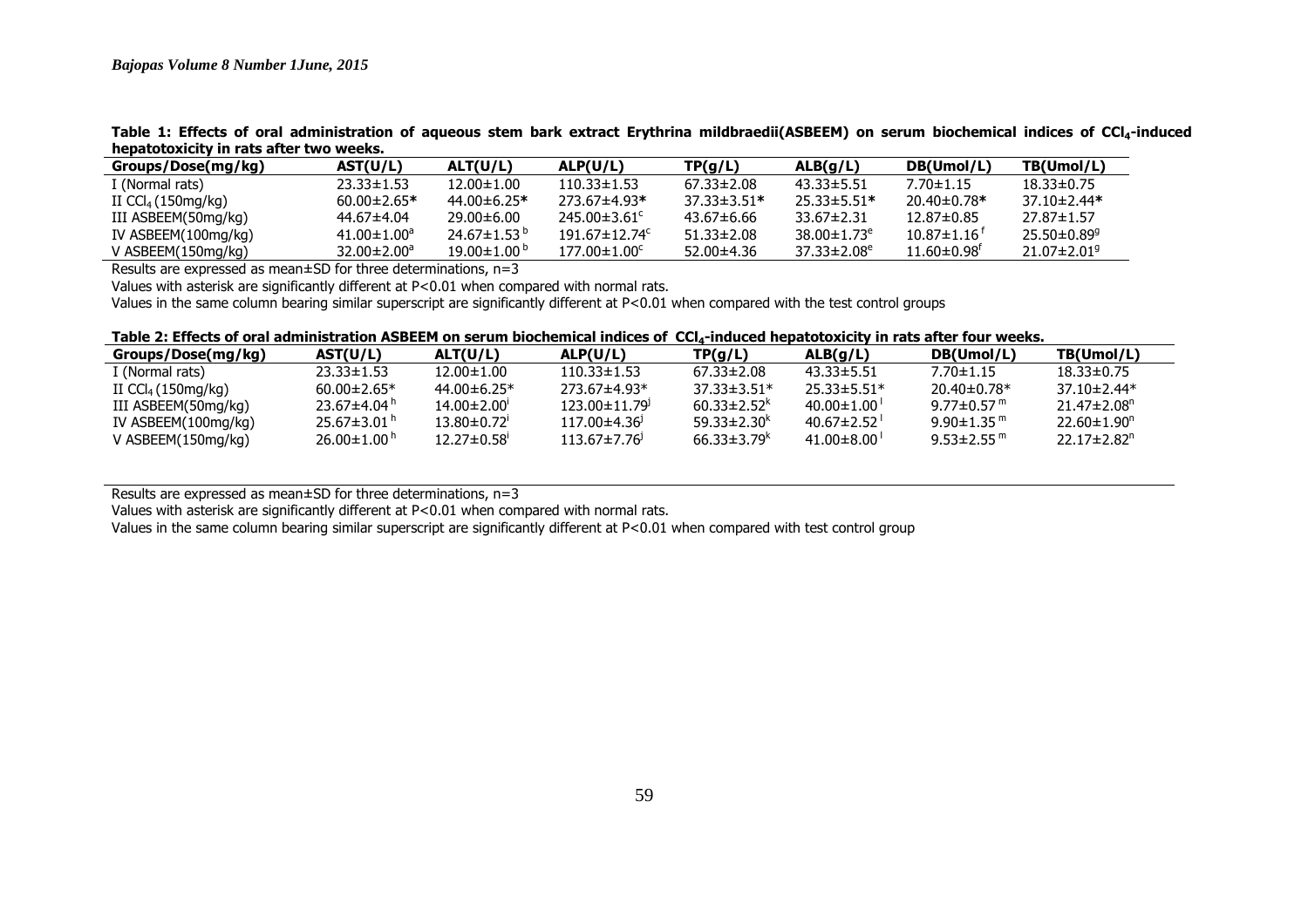**Table 1: Effects of oral administration of aqueous stem bark extract Erythrina mildbraedii(ASBEEM) on serum biochemical indices of $CCl_4$-induced hepatotoxicity in rats after two weeks.**

| Groups/Dose(mg/kg) | AST(U/L) | ALT(U/L) | ALP(U/L) | TP(g/L) | ALB(g/L) | DB(Umol/L) | TB(Umol/L) |
|---|---|---|---|---|---|---|---|
| I (Normal rats) | 23.33±1.53 | 12.00±1.00 | 110.33±1.53 | 67.33±2.08 | 43.33±5.51 | 7.70±1.15 | 18.33±0.75 |
| II $CCl_4$ (150mg/kg) | 60.00±2.65* | 44.00±6.25* | 273.67±4.93* | 37.33±3.51* | 25.33±5.51* | 20.40±0.78* | 37.10±2.44* |
| III ASBEEM(50mg/kg) | 44.67±4.04 | 29.00±6.00 | 245.00±3.61[c] | 43.67±6.66 | 33.67±2.31 | 12.87±0.85 | 27.87±1.57 |
| IV ASBEEM(100mg/kg) | 41.00±1.00[a] | 24.67±1.53[b] | 191.67±12.74[c] | 51.33±2.08 | 38.00±1.73[e] | 10.87±1.16[f] | 25.50±0.89[g] |
| V ASBEEM(150mg/kg) | 32.00±2.00[a] | 19.00±1.00[b] | 177.00±1.00[c] | 52.00±4.36 | 37.33±2.08[e] | 11.60±0.98[f] | 21.07±2.01[g] |

Results are expressed as mean±SD for three determinations, n=3

Values with asterisk are significantly different at P<0.01 when compared with normal rats.

Values in the same column bearing similar superscript are significantly different at P<0.01 when compared with the test control groups

**Table 2: Effects of oral administration ASBEEM on serum biochemical indices of $CCl_4$-induced hepatotoxicity in rats after four weeks.**

| Groups/Dose(mg/kg) | AST(U/L) | ALT(U/L) | ALP(U/L) | TP(g/L) | ALB(g/L) | DB(Umol/L) | TB(Umol/L) |
|---|---|---|---|---|---|---|---|
| I (Normal rats) | 23.33±1.53 | 12.00±1.00 | 110.33±1.53 | 67.33±2.08 | 43.33±5.51 | 7.70±1.15 | 18.33±0.75 |
| II $CCl_4$ (150mg/kg) | 60.00±2.65* | 44.00±6.25* | 273.67±4.93* | 37.33±3.51* | 25.33±5.51* | 20.40±0.78* | 37.10±2.44* |
| III ASBEEM(50mg/kg) | 23.67±4.04[h] | 14.00±2.00[i] | 123.00±11.79[j] | 60.33±2.52[k] | 40.00±1.00[l] | 9.77±0.57[m] | 21.47±2.08[n] |
| IV ASBEEM(100mg/kg) | 25.67±3.01[h] | 13.80±0.72[i] | 117.00±4.36[j] | 59.33±2.30[k] | 40.67±2.52[l] | 9.90±1.35[m] | 22.60±1.90[n] |
| V ASBEEM(150mg/kg) | 26.00±1.00[h] | 12.27±0.58[i] | 113.67±7.76[j] | 66.33±3.79[k] | 41.00±8.00[l] | 9.53±2.55[m] | 22.17±2.82[n] |

Results are expressed as mean±SD for three determinations, n=3

Values with asterisk are significantly different at P<0.01 when compared with normal rats.

Values in the same column bearing similar superscript are significantly different at P<0.01 when compared with test control group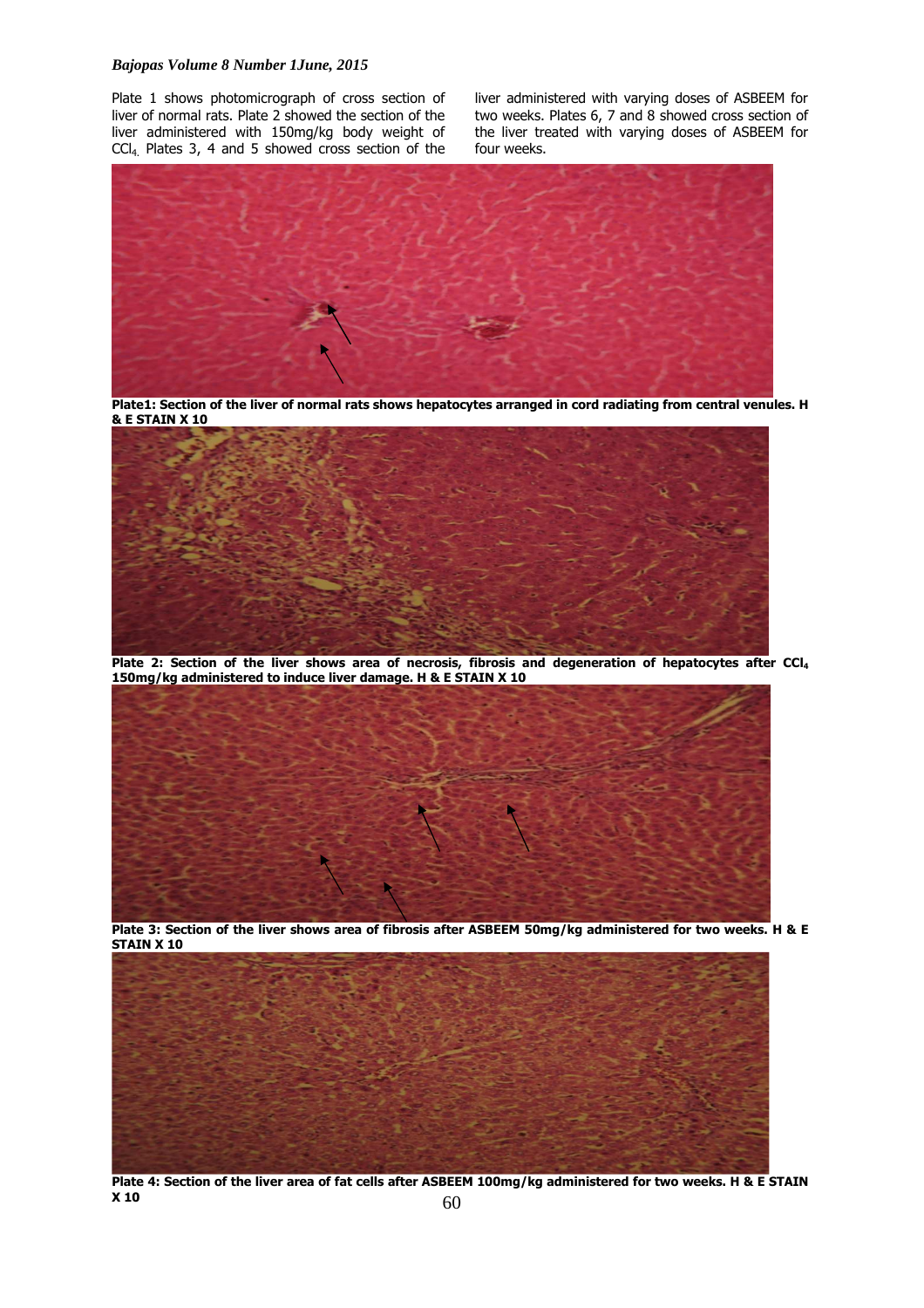Plate 1 shows photomicrograph of cross section of liver of normal rats. Plate 2 showed the section of the liver administered with 150mg/kg body weight of $CCl_4$. Plates 3, 4 and 5 showed cross section of the liver administered with varying doses of ASBEEM for two weeks. Plates 6, 7 and 8 showed cross section of the liver treated with varying doses of ASBEEM for four weeks.

**Plate1: Section of the liver of normal rats shows hepatocytes arranged in cord radiating from central venules. H & E STAIN X 10**

**Plate 2: Section of the liver shows area of necrosis, fibrosis and degeneration of hepatocytes after $CCl_4$ 150mg/kg administered to induce liver damage. H & E STAIN X 10**

**Plate 3: Section of the liver shows area of fibrosis after ASBEEM 50mg/kg administered for two weeks. H & E STAIN X 10**

**Plate 4: Section of the liver area of fat cells after ASBEEM 100mg/kg administered for two weeks. H & E STAIN X 10**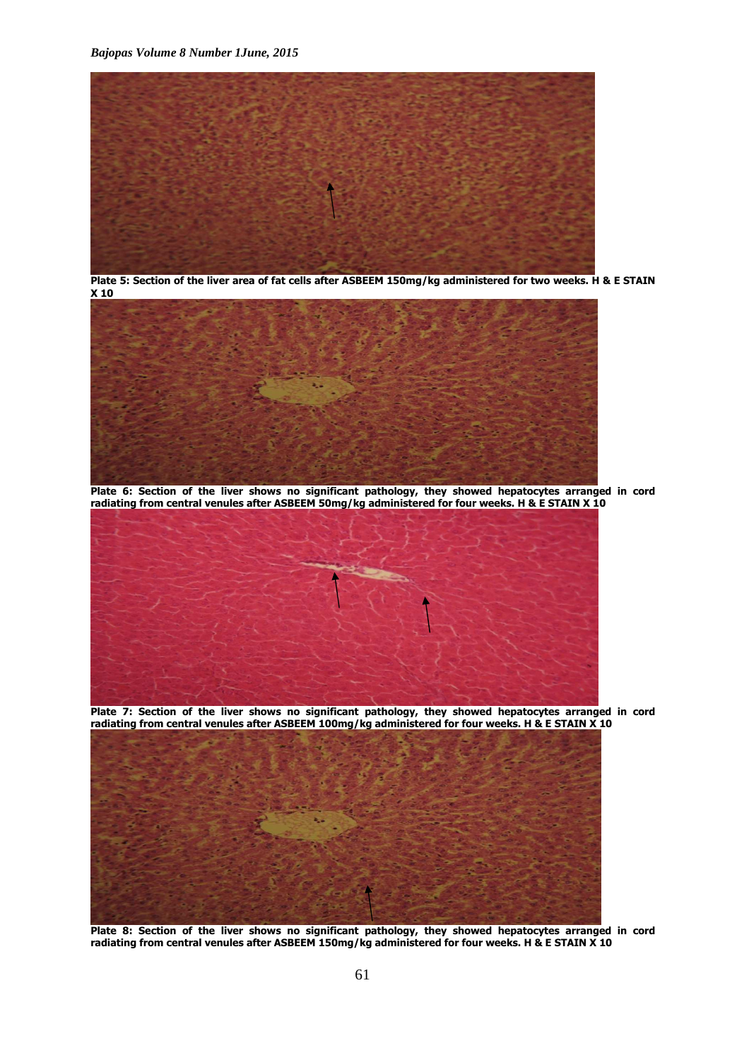**Plate 5: Section of the liver area of fat cells after ASBEEM 150mg/kg administered for two weeks. H & E STAIN X 10**

**Plate 6: Section of the liver shows no significant pathology, they showed hepatocytes arranged in cord radiating from central venules after ASBEEM 50mg/kg administered for four weeks. H & E STAIN X 10**

**Plate 7: Section of the liver shows no significant pathology, they showed hepatocytes arranged in cord radiating from central venules after ASBEEM 100mg/kg administered for four weeks. H & E STAIN X 10**

**Plate 8: Section of the liver shows no significant pathology, they showed hepatocytes arranged in cord radiating from central venules after ASBEEM 150mg/kg administered for four weeks. H & E STAIN X 10**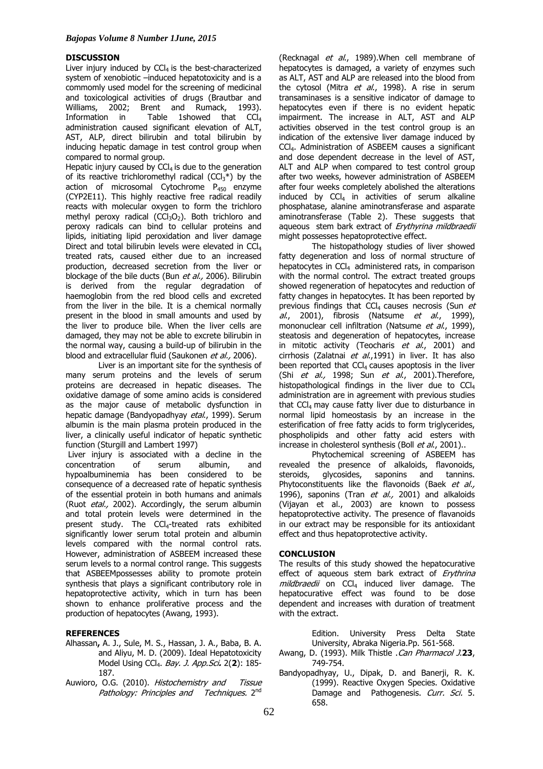## DISCUSSION

Liver injury induced by $CCl_4$ is the best-characterized system of xenobiotic –induced hepatotoxicity and is a commomly used model for the screening of medicinal and toxicological activities of drugs (Brautbar and Williams, 2002; Brent and Rumack, 1993). Information in Table 1showed that $CCl_4$ administration caused significant elevation of ALT, AST, ALP, direct bilirubin and total bilirubin by inducing hepatic damage in test control group when compared to normal group.

Hepatic injury caused by $CCl_4$ is due to the generation of its reactive trichloromethyl radical ($CCl_3$*) by the action of microsomal Cytochrome $P_{450}$ enzyme (CYP2E11). This highly reactive free radical readily reacts with molecular oxygen to form the trichloro methyl peroxy radical ($CCl_3O_2$). Both trichloro and peroxy radicals can bind to cellular proteins and lipids, initiating lipid peroxidation and liver damage Direct and total bilirubin levels were elevated in $CCl_4$ treated rats, caused either due to an increased production, decreased secretion from the liver or blockage of the bile ducts (Bun *et al.,* 2006). Bilirubin is derived from the regular degradation of haemoglobin from the red blood cells and excreted from the liver in the bile. It is a chemical normally present in the blood in small amounts and used by the liver to produce bile. When the liver cells are damaged, they may not be able to excrete bilirubin in the normal way, causing a build-up of bilirubin in the blood and extracellular fluid (Saukonen *et al.,* 2006).

Liver is an important site for the synthesis of many serum proteins and the levels of serum proteins are decreased in hepatic diseases. The oxidative damage of some amino acids is considered as the major cause of metabolic dysfunction in hepatic damage (Bandyopadhyay *etal.*, 1999). Serum albumin is the main plasma protein produced in the liver, a clinically useful indicator of hepatic synthetic function (Sturgill and Lambert 1997)

Liver injury is associated with a decline in the concentration of serum albumin, and hypoalbuminemia has been considered to be consequence of a decreased rate of hepatic synthesis of the essential protein in both humans and animals (Ruot *etal.,* 2002). Accordingly, the serum albumin and total protein levels were determined in the present study. The $CCl_4$-treated rats exhibited significantly lower serum total protein and albumin levels compared with the normal control rats. However, administration of ASBEEM increased these serum levels to a normal control range. This suggests that ASBEEMpossesses ability to promote protein synthesis that plays a significant contributory role in hepatoprotective activity, which in turn has been shown to enhance proliferative process and the production of hepatocytes (Awang, 1993).

(Recknagal *et al.*, 1989).When cell membrane of hepatocytes is damaged, a variety of enzymes such as ALT, AST and ALP are released into the blood from the cytosol (Mitra *et al.*, 1998). A rise in serum transaminases is a sensitive indicator of damage to hepatocytes even if there is no evident hepatic impairment. The increase in ALT, AST and ALP activities observed in the test control group is an indication of the extensive liver damage induced by $CCl_4$. Administration of ASBEEM causes a significant and dose dependent decrease in the level of AST, ALT and ALP when compared to test control group after two weeks, however administration of ASBEEM after four weeks completely abolished the alterations induced by $CCl_4$ in activities of serum alkaline phosphatase, alanine aminotransferase and asparate aminotransferase (Table 2). These suggests that aqueous stem bark extract of *Erythyrina mildbraedii* might possesses hepatoprotective effect.

The histopathology studies of liver showed fatty degeneration and loss of normal structure of hepatocytes in $CCl_4$ administered rats, in comparison with the normal control. The extract treated groups showed regeneration of hepatocytes and reduction of fatty changes in hepatocytes. It has been reported by previous findings that $CCl_4$ causes necrosis (Sun *et al.*, 2001), fibrosis (Natsume *et al.*, 1999), mononuclear cell infiltration (Natsume *et al.*, 1999), steatosis and degeneration of hepatocytes, increase in mitotic activity (Teocharis *et al.*, 2001) and cirrhosis (Zalatnai *et al.*,1991) in liver. It has also been reported that $CCl_4$ causes apoptosis in the liver (Shi *et al.,* 1998; Sun *et al.*, 2001).Therefore, histopathological findings in the liver due to $CCl_4$ administration are in agreement with previous studies that $CCl_4$ may cause fatty liver due to disturbance in normal lipid homeostasis by an increase in the esterification of free fatty acids to form triglycerides, phospholipids and other fatty acid esters with increase in cholesterol synthesis (Boll *et al.*, 2001)..

Phytochemical screening of ASBEEM has revealed the presence of alkaloids, flavonoids, steroids, glycosides, saponins and tannins. Phytoconstituents like the flavonoids (Baek *et al.,* 1996), saponins (Tran *et al.,* 2001) and alkaloids (Vijayan et al., 2003) are known to possess hepatoprotective activity. The presence of flavanoids in our extract may be responsible for its antioxidant effect and thus hepatoprotective activity.

## CONCLUSION

The results of this study showed the hepatocurative effect of aqueous stem bark extract of *Erythrina mildbraedii* on $CCl_4$ induced liver damage. The hepatocurative effect was found to be dose dependent and increases with duration of treatment with the extract.

## REFERENCES

Alhassan**,** A. J., Sule, M. S., Hassan, J. A., Baba, B. A. and Aliyu, M. D. (2009). Ideal Hepatotoxicity Model Using $CCl_4$. *Bay. J. App.Sci***.** 2(**2**): 185-187.

Auwioro, O.G. (2010). *Histochemistry and Tissue Pathology: Principles and Techniques.* 2nd Edition. University Press Delta State University, Abraka Nigeria.Pp. 561-568.

Awang, D. (1993). Milk Thistle .*Can Pharmacol J.***23**, 749-754.

Bandyopadhyay, U., Dipak, D. and Banerji, R. K. (1999). Reactive Oxygen Species. Oxidative Damage and Pathogenesis. *Curr. Sci.* 5. 658.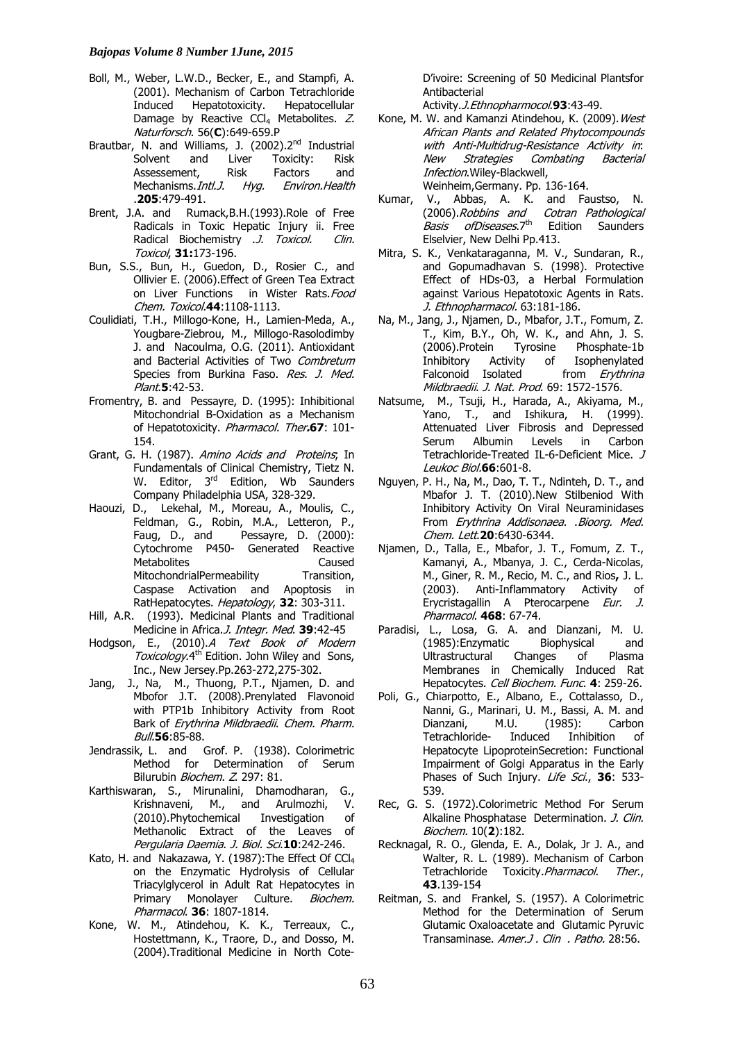Boll, M., Weber, L.W.D., Becker, E., and Stampfi, A. (2001). Mechanism of Carbon Tetrachloride Induced Hepatotoxicity. Hepatocellular Damage by Reactive $CCl_4$ Metabolites. *Z. Naturforsch*. 56(**C**):649-659.P

Brautbar, N. and Williams, J. (2002).2[nd] Industrial Solvent and Liver Toxicity: Risk Assessement, Risk Factors and Mechanisms.*Intl.J. Hyg. Environ.Health* .**205**:479-491.

Brent, J.A. and Rumack,B.H.(1993).Role of Free Radicals in Toxic Hepatic Injury ii. Free Radical Biochemistry .*J. Toxicol. Clin. Toxicol*, **31:**173-196.

Bun, S.S., Bun, H., Guedon, D., Rosier C., and Ollivier E. (2006).Effect of Green Tea Extract on Liver Functions in Wister Rats.*Food Chem. Toxicol*.**44**:1108-1113.

Coulidiati, T.H., Millogo-Kone, H., Lamien-Meda, A., Yougbare-Ziebrou, M., Millogo-Rasolodimby J. and Nacoulma, O.G. (2011). Antioxidant and Bacterial Activities of Two *Combretum* Species from Burkina Faso. *Res. J. Med. Plant*.**5**:42-53.

Fromentry, B. and Pessayre, D. (1995): Inhibitional Mitochondrial B-Oxidation as a Mechanism of Hepatotoxicity. *Pharmacol. Ther***.67**: 101-154.

Grant, G. H. (1987). *Amino Acids and Proteins*; In Fundamentals of Clinical Chemistry, Tietz N. W. Editor, 3[rd] Edition, Wb Saunders Company Philadelphia USA, 328-329.

Haouzi, D., Lekehal, M., Moreau, A., Moulis, C., Feldman, G., Robin, M.A., Letteron, P., Faug, D., and Pessayre, D. (2000): Cytochrome P450- Generated Reactive Metabolites Caused MitochondrialPermeability Transition, Caspase Activation and Apoptosis in RatHepatocytes. *Hepatology*, **32**: 303-311.

Hill, A.R. (1993). Medicinal Plants and Traditional Medicine in Africa.*J. Integr. Med*. **39**:42-45

Hodgson, E., (2010).*A Text Book of Modern Toxicology*.4[th] Edition. John Wiley and Sons, Inc., New Jersey.Pp.263-272,275-302.

Jang, J., Na, M., Thuong, P.T., Njamen, D. and Mbofor J.T. (2008).Prenylated Flavonoid with PTP1b Inhibitory Activity from Root Bark of *Erythrina Mildbraedii*. *Chem. Pharm. Bull*.**56**:85-88.

Jendrassik, L. and Grof. P. (1938). Colorimetric Method for Determination of Serum Bilurubin *Biochem. Z*. 297: 81.

Karthiswaran, S., Mirunalini, Dhamodharan, G., Krishnaveni, M., and Arulmozhi, V. (2010).Phytochemical Investigation of Methanolic Extract of the Leaves of *Pergularia Daemia*. *J. Biol. Sci*.**10**:242-246.

Kato, H. and Nakazawa, Y. (1987):The Effect Of $CCl_4$ on the Enzymatic Hydrolysis of Cellular Triacylglycerol in Adult Rat Hepatocytes in Primary Monolayer Culture. *Biochem. Pharmacol*. **36**: 1807-1814.

Kone, W. M., Atindehou, K. K., Terreaux, C., Hostettmann, K., Traore, D., and Dosso, M. (2004).Traditional Medicine in North Cote-D'ivoire: Screening of 50 Medicinal Plantsfor Antibacterial Activity.*J.Ethnopharmocol*.**93**:43-49.

Kone, M. W. and Kamanzi Atindehou, K. (2009).*West African Plants and Related Phytocompounds with Anti-Multidrug-Resistance Activity in*: *New Strategies Combating Bacterial Infection*.Wiley-Blackwell, Weinheim,Germany. Pp. 136-164.

Kumar, V., Abbas, A. K. and Faustso, N. (2006).*Robbins and Cotran Pathological Basis ofDiseases*.7[th] Edition Saunders Elselvier, New Delhi Pp.413.

Mitra, S. K., Venkataraganna, M. V., Sundaran, R., and Gopumadhavan S. (1998). Protective Effect of HDs-03, a Herbal Formulation against Various Hepatotoxic Agents in Rats. *J. Ethnopharmacol*. 63:181-186.

Na, M., Jang, J., Njamen, D., Mbafor, J.T., Fomum, Z. T., Kim, B.Y., Oh, W. K., and Ahn, J. S. (2006).Protein Tyrosine Phosphate-1b Inhibitory Activity of Isophenylated Falconoid Isolated from *Erythrina Mildbraedii*. *J. Nat. Prod*. 69: 1572-1576.

Natsume, M., Tsuji, H., Harada, A., Akiyama, M., Yano, T., and Ishikura, H. (1999). Attenuated Liver Fibrosis and Depressed Serum Albumin Levels in Carbon Tetrachloride-Treated IL-6-Deficient Mice. *J Leukoc Biol*.**66**:601-8.

Nguyen, P. H., Na, M., Dao, T. T., Ndinteh, D. T., and Mbafor J. T. (2010).New Stilbeniod With Inhibitory Activity On Viral Neuraminidases From *Erythrina Addisonaea*. .*Bioorg. Med. Chem. Lett*.**20**:6430-6344.

Njamen, D., Talla, E., Mbafor, J. T., Fomum, Z. T., Kamanyi, A., Mbanya, J. C., Cerda-Nicolas, M., Giner, R. M., Recio, M. C., and Rios**,** J. L. (2003). Anti-Inflammatory Activity of Erycristagallin A Pterocarpene *Eur. J. Pharmacol*. **468**: 67-74.

Paradisi, L., Losa, G. A. and Dianzani, M. U. (1985):Enzymatic Biophysical and Ultrastructural Changes of Plasma Membranes in Chemically Induced Rat Hepatocytes. *Cell Biochem. Func*. **4**: 259-26.

Poli, G., Chiarpotto, E., Albano, E., Cottalasso, D., Nanni, G., Marinari, U. M., Bassi, A. M. and Dianzani, M.U. (1985): Carbon Tetrachloride- Induced Inhibition of Hepatocyte LipoproteinSecretion: Functional Impairment of Golgi Apparatus in the Early Phases of Such Injury. *Life Sci*., **36**: 533-539.

Rec, G. S. (1972).Colorimetric Method For Serum Alkaline Phosphatase Determination. *J. Clin. Biochem*. 10(**2**):182.

Recknagal, R. O., Glenda, E. A., Dolak, Jr J. A., and Walter, R. L. (1989). Mechanism of Carbon Tetrachloride Toxicity.*Pharmacol. Ther*., **43**.139-154

Reitman, S. and Frankel, S. (1957). A Colorimetric Method for the Determination of Serum Glutamic Oxaloacetate and Glutamic Pyruvic Transaminase. *Amer.J . Clin . Patho*. 28:56.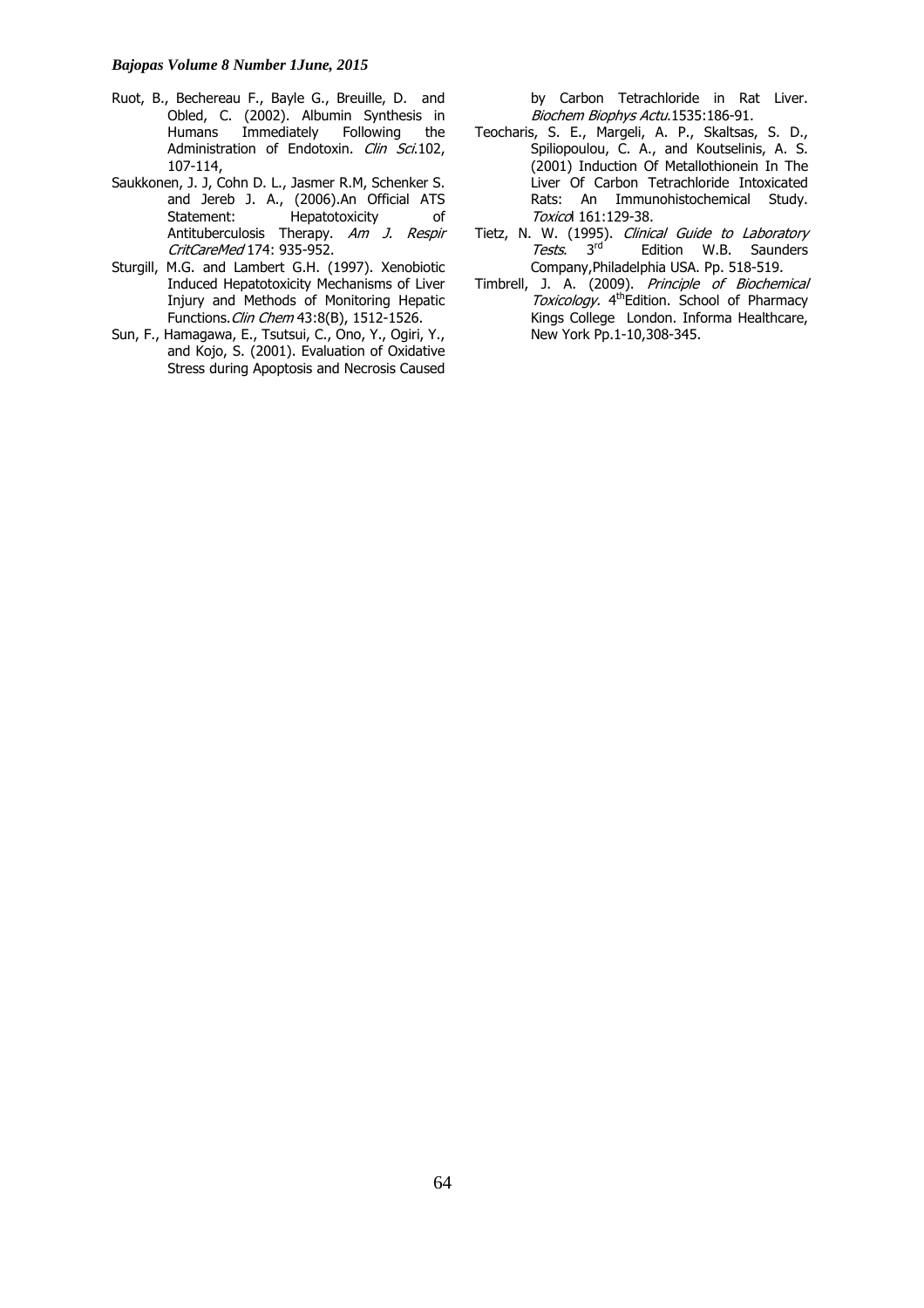Ruot, B., Bechereau F., Bayle G., Breuille, D. and Obled, C. (2002). Albumin Synthesis in Humans Immediately Following the Administration of Endotoxin. *Clin Sci*.102, 107-114,

Saukkonen, J. J, Cohn D. L., Jasmer R.M, Schenker S. and Jereb J. A., (2006).An Official ATS Statement: Hepatotoxicity of Antituberculosis Therapy. *Am J. Respir CritCareMed* 174: 935-952.

Sturgill, M.G. and Lambert G.H. (1997). Xenobiotic Induced Hepatotoxicity Mechanisms of Liver Injury and Methods of Monitoring Hepatic Functions.*Clin Chem* 43:8(B), 1512-1526.

Sun, F., Hamagawa, E., Tsutsui, C., Ono, Y., Ogiri, Y., and Kojo, S. (2001). Evaluation of Oxidative Stress during Apoptosis and Necrosis Caused by Carbon Tetrachloride in Rat Liver. *Biochem Biophys Actu*.1535:186-91.

Teocharis, S. E., Margeli, A. P., Skaltsas, S. D., Spiliopoulou, C. A., and Koutselinis, A. S. (2001) Induction Of Metallothionein In The Liver Of Carbon Tetrachloride Intoxicated Rats: An Immunohistochemical Study. *Toxicol* 161:129-38.

Tietz, N. W. (1995). *Clinical Guide to Laboratory Tests*. 3rd Edition W.B. Saunders Company,Philadelphia USA. Pp. 518-519.

Timbrell, J. A. (2009). *Principle of Biochemical Toxicology*. 4thEdition. School of Pharmacy Kings College London. Informa Healthcare, New York Pp.1-10,308-345.